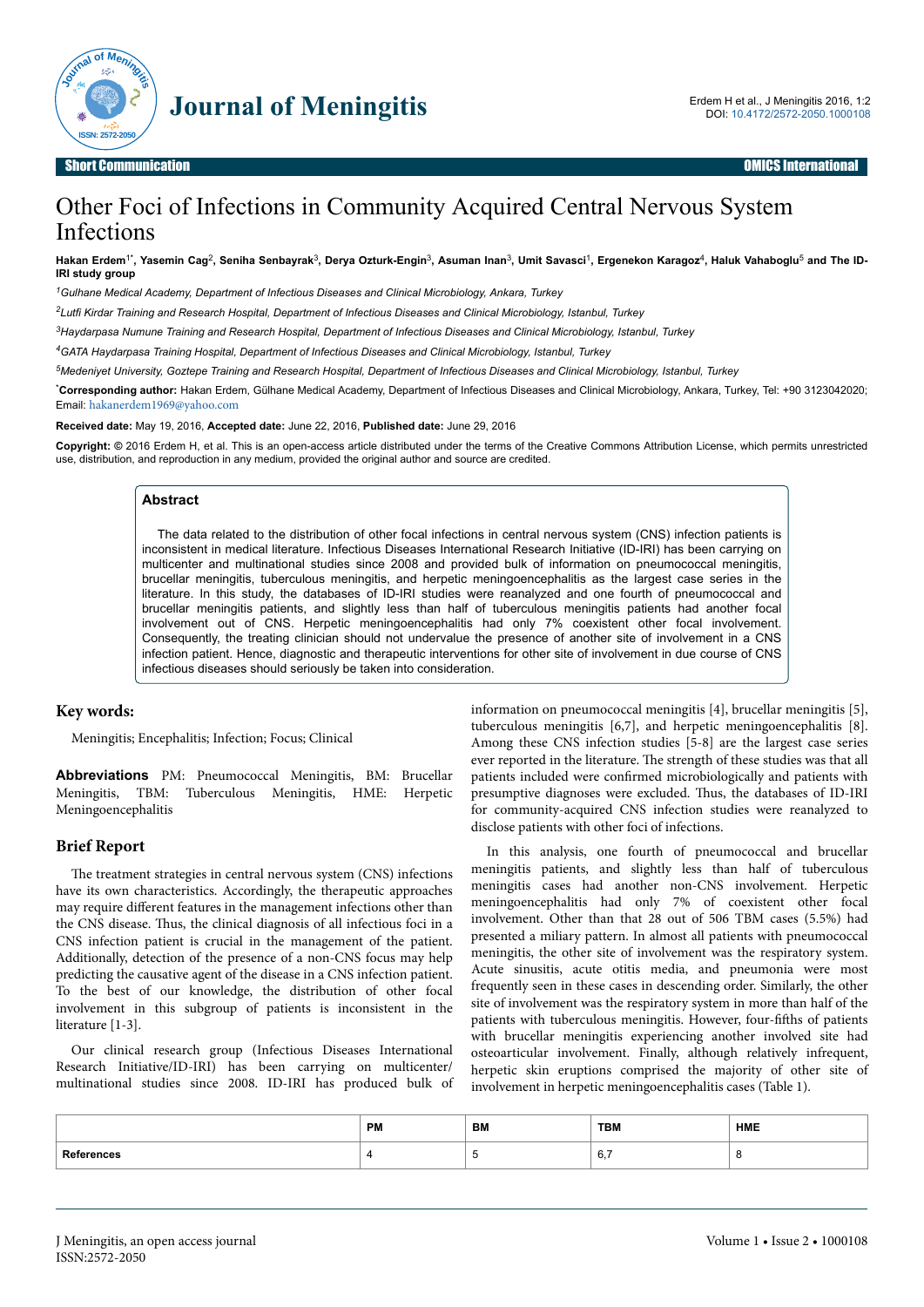Short Communication

# Other Foci of Infections in Community Acquired Central Nervous System Infections

**Hakan Erdem[1*], Yasemin Cag[2], Seniha Senbayrak[3], Derya Ozturk-Engin[3], Asuman Inan[3], Umit Savasci[1], Ergenekon Karagoz[4], Haluk Vahaboglu[5] and The ID-IRI study group**

[1]*Gulhane Medical Academy, Department of Infectious Diseases and Clinical Microbiology, Ankara, Turkey*

[2]*Lutfi Kirdar Training and Research Hospital, Department of Infectious Diseases and Clinical Microbiology, Istanbul, Turkey*

[3]*Haydarpasa Numune Training and Research Hospital, Department of Infectious Diseases and Clinical Microbiology, Istanbul, Turkey*

[4]*GATA Haydarpasa Training Hospital, Department of Infectious Diseases and Clinical Microbiology, Istanbul, Turkey*

[5]*Medeniyet University, Goztepe Training and Research Hospital, Department of Infectious Diseases and Clinical Microbiology, Istanbul, Turkey*

[*]**Corresponding author:** Hakan Erdem, Gülhane Medical Academy, Department of Infectious Diseases and Clinical Microbiology, Ankara, Turkey, Tel: +90 3123042020; Email: hakanerdem1969@yahoo.com

**Received date:** May 19, 2016, **Accepted date:** June 22, 2016, **Published date:** June 29, 2016

**Copyright:** © 2016 Erdem H, et al. This is an open-access article distributed under the terms of the Creative Commons Attribution License, which permits unrestricted use, distribution, and reproduction in any medium, provided the original author and source are credited.

## Abstract

The data related to the distribution of other focal infections in central nervous system (CNS) infection patients is inconsistent in medical literature. Infectious Diseases International Research Initiative (ID-IRI) has been carrying on multicenter and multinational studies since 2008 and provided bulk of information on pneumococcal meningitis, brucellar meningitis, tuberculous meningitis, and herpetic meningoencephalitis as the largest case series in the literature. In this study, the databases of ID-IRI studies were reanalyzed and one fourth of pneumococcal and brucellar meningitis patients, and slightly less than half of tuberculous meningitis patients had another focal involvement out of CNS. Herpetic meningoencephalitis had only 7% coexistent other focal involvement. Consequently, the treating clinician should not undervalue the presence of another site of involvement in a CNS infection patient. Hence, diagnostic and therapeutic interventions for other site of involvement in due course of CNS infectious diseases should seriously be taken into consideration.

## Key words:

Meningitis; Encephalitis; Infection; Focus; Clinical

**Abbreviations** PM: Pneumococcal Meningitis, BM: Brucellar Meningitis, TBM: Tuberculous Meningitis, HME: Herpetic Meningoencephalitis

## Brief Report

The treatment strategies in central nervous system (CNS) infections have its own characteristics. Accordingly, the therapeutic approaches may require different features in the management infections other than the CNS disease. Thus, the clinical diagnosis of all infectious foci in a CNS infection patient is crucial in the management of the patient. Additionally, detection of the presence of a non-CNS focus may help predicting the causative agent of the disease in a CNS infection patient. To the best of our knowledge, the distribution of other focal involvement in this subgroup of patients is inconsistent in the literature [1-3].

Our clinical research group (Infectious Diseases International Research Initiative/ID-IRI) has been carrying on multicenter/multinational studies since 2008. ID-IRI has produced bulk of information on pneumococcal meningitis [4], brucellar meningitis [5], tuberculous meningitis [6,7], and herpetic meningoencephalitis [8]. Among these CNS infection studies [5-8] are the largest case series ever reported in the literature. The strength of these studies was that all patients included were confirmed microbiologically and patients with presumptive diagnoses were excluded. Thus, the databases of ID-IRI for community-acquired CNS infection studies were reanalyzed to disclose patients with other foci of infections.

In this analysis, one fourth of pneumococcal and brucellar meningitis patients, and slightly less than half of tuberculous meningitis cases had another non-CNS involvement. Herpetic meningoencephalitis had only 7% of coexistent other focal involvement. Other than that 28 out of 506 TBM cases (5.5%) had presented a miliary pattern. In almost all patients with pneumococcal meningitis, the other site of involvement was the respiratory system. Acute sinusitis, acute otitis media, and pneumonia were most frequently seen in these cases in descending order. Similarly, the other site of involvement was the respiratory system in more than half of the patients with tuberculous meningitis. However, four-fifths of patients with brucellar meningitis experiencing another involved site had osteoarticular involvement. Finally, although relatively infrequent, herpetic skin eruptions comprised the majority of other site of involvement in herpetic meningoencephalitis cases (Table 1).

| | PM | BM | TBM | HME |
|---|---|---|---|---|
| References | 4 | 5 | 6,7 | 8 |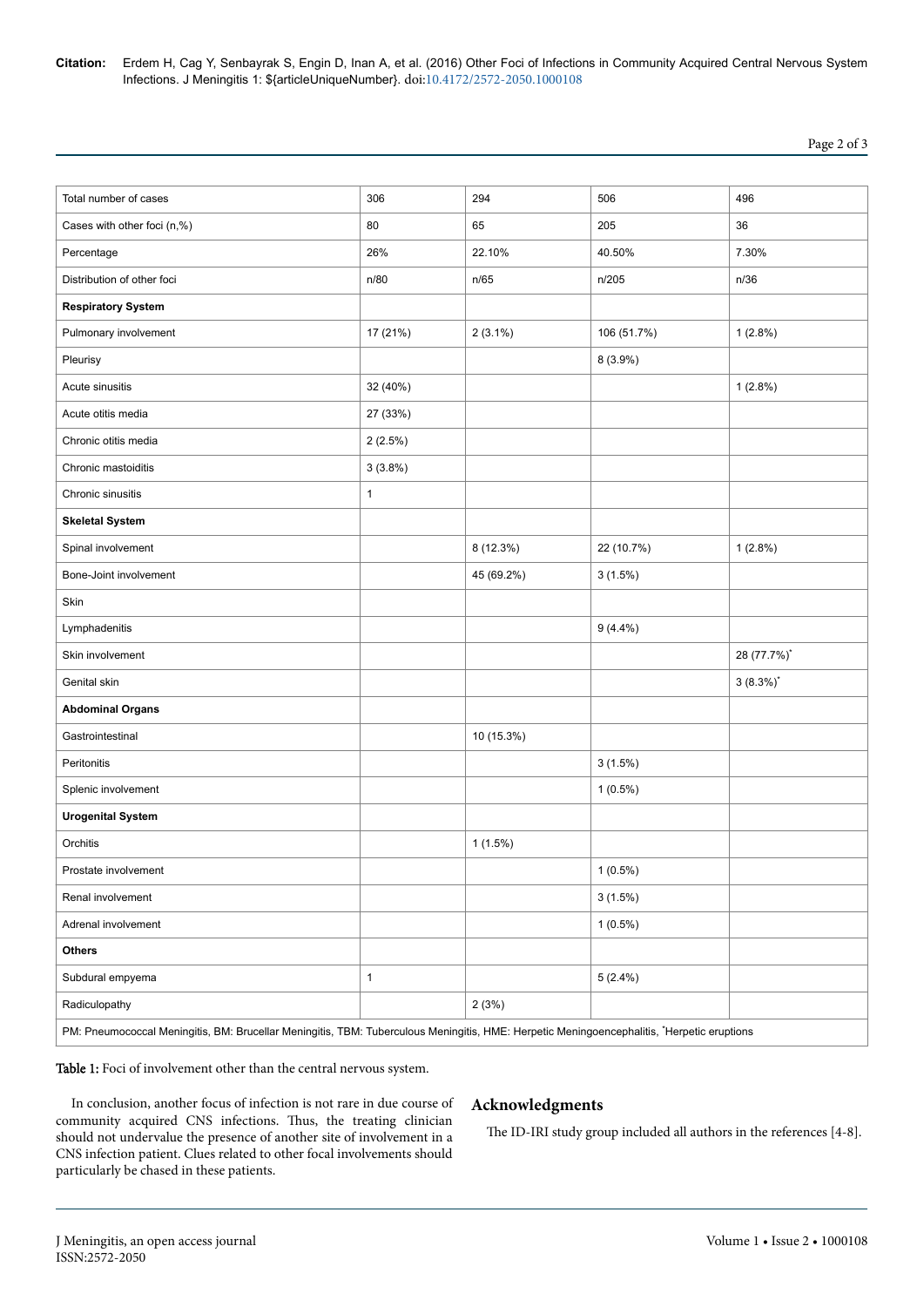| Total number of cases | 306 | 294 | 506 | 496 |
| --- | --- | --- | --- | --- |
| Cases with other foci (n,%) | 80 | 65 | 205 | 36 |
| Percentage | 26% | 22.10% | 40.50% | 7.30% |
| Distribution of other foci | n/80 | n/65 | n/205 | n/36 |
| **Respiratory System** | | | | |
| Pulmonary involvement | 17 (21%) | 2 (3.1%) | 106 (51.7%) | 1 (2.8%) |
| Pleurisy | | | 8 (3.9%) | |
| Acute sinusitis | 32 (40%) | | | 1 (2.8%) |
| Acute otitis media | 27 (33%) | | | |
| Chronic otitis media | 2 (2.5%) | | | |
| Chronic mastoiditis | 3 (3.8%) | | | |
| Chronic sinusitis | 1 | | | |
| **Skeletal System** | | | | |
| Spinal involvement | | 8 (12.3%) | 22 (10.7%) | 1 (2.8%) |
| Bone-Joint involvement | | 45 (69.2%) | 3 (1.5%) | |
| Skin | | | | |
| Lymphadenitis | | | 9 (4.4%) | |
| Skin involvement | | | | 28 (77.7%)* |
| Genital skin | | | | 3 (8.3%)* |
| **Abdominal Organs** | | | | |
| Gastrointestinal | | 10 (15.3%) | | |
| Peritonitis | | | 3 (1.5%) | |
| Splenic involvement | | | 1 (0.5%) | |
| **Urogenital System** | | | | |
| Orchitis | | 1 (1.5%) | | |
| Prostate involvement | | | 1 (0.5%) | |
| Renal involvement | | | 3 (1.5%) | |
| Adrenal involvement | | | 1 (0.5%) | |
| **Others** | | | | |
| Subdural empyema | 1 | | 5 (2.4%) | |
| Radiculopathy | | 2 (3%) | | |

PM: Pneumococcal Meningitis, BM: Brucellar Meningitis, TBM: Tuberculous Meningitis, HME: Herpetic Meningoencephalitis, *Herpetic eruptions

**Table 1:** Foci of involvement other than the central nervous system.

In conclusion, another focus of infection is not rare in due course of community acquired CNS infections. Thus, the treating clinician should not undervalue the presence of another site of involvement in a CNS infection patient. Clues related to other focal involvements should particularly be chased in these patients.

## Acknowledgments

The ID-IRI study group included all authors in the references [4-8].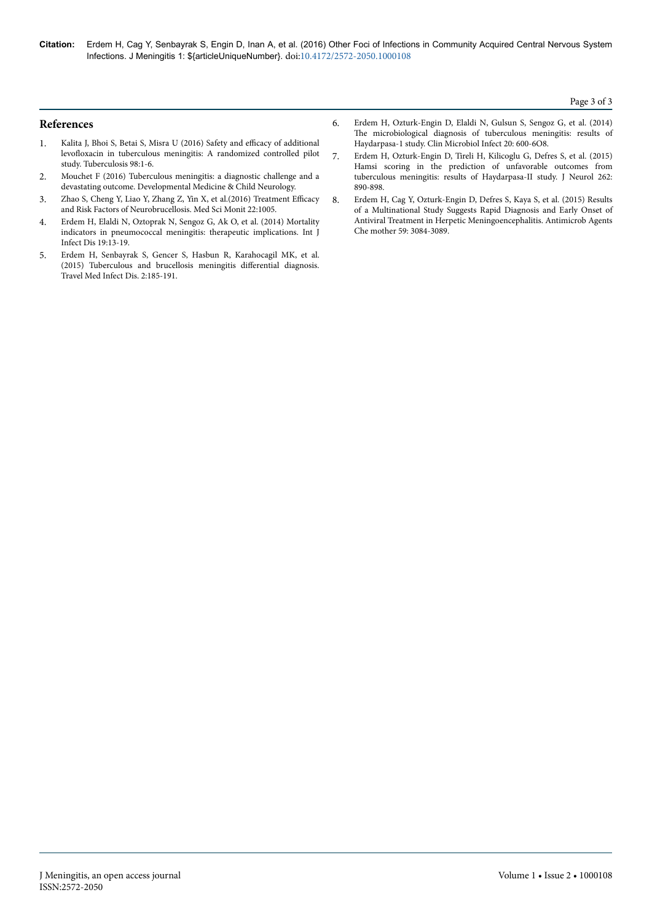## References

1. Kalita J, Bhoi S, Betai S, Misra U (2016) Safety and efficacy of additional levofloxacin in tuberculous meningitis: A randomized controlled pilot study. Tuberculosis 98:1-6.
2. Mouchet F (2016) Tuberculous meningitis: a diagnostic challenge and a devastating outcome. Developmental Medicine & Child Neurology.
3. Zhao S, Cheng Y, Liao Y, Zhang Z, Yin X, et al.(2016) Treatment Efficacy and Risk Factors of Neurobrucellosis. Med Sci Monit 22:1005.
4. Erdem H, Elaldi N, Oztoprak N, Sengoz G, Ak O, et al. (2014) Mortality indicators in pneumococcal meningitis: therapeutic implications. Int J Infect Dis 19:13-19.
5. Erdem H, Senbayrak S, Gencer S, Hasbun R, Karahocagil MK, et al. (2015) Tuberculous and brucellosis meningitis differential diagnosis. Travel Med Infect Dis. 2:185-191.
6. Erdem H, Ozturk-Engin D, Elaldi N, Gulsun S, Sengoz G, et al. (2014) The microbiological diagnosis of tuberculous meningitis: results of Haydarpasa-1 study. Clin Microbiol Infect 20: 600-6O8.
7. Erdem H, Ozturk-Engin D, Tireli H, Kilicoglu G, Defres S, et al. (2015) Hamsi scoring in the prediction of unfavorable outcomes from tuberculous meningitis: results of Haydarpasa-II study. J Neurol 262: 890-898.
8. Erdem H, Cag Y, Ozturk-Engin D, Defres S, Kaya S, et al. (2015) Results of a Multinational Study Suggests Rapid Diagnosis and Early Onset of Antiviral Treatment in Herpetic Meningoencephalitis. Antimicrob Agents Che mother 59: 3084-3089.